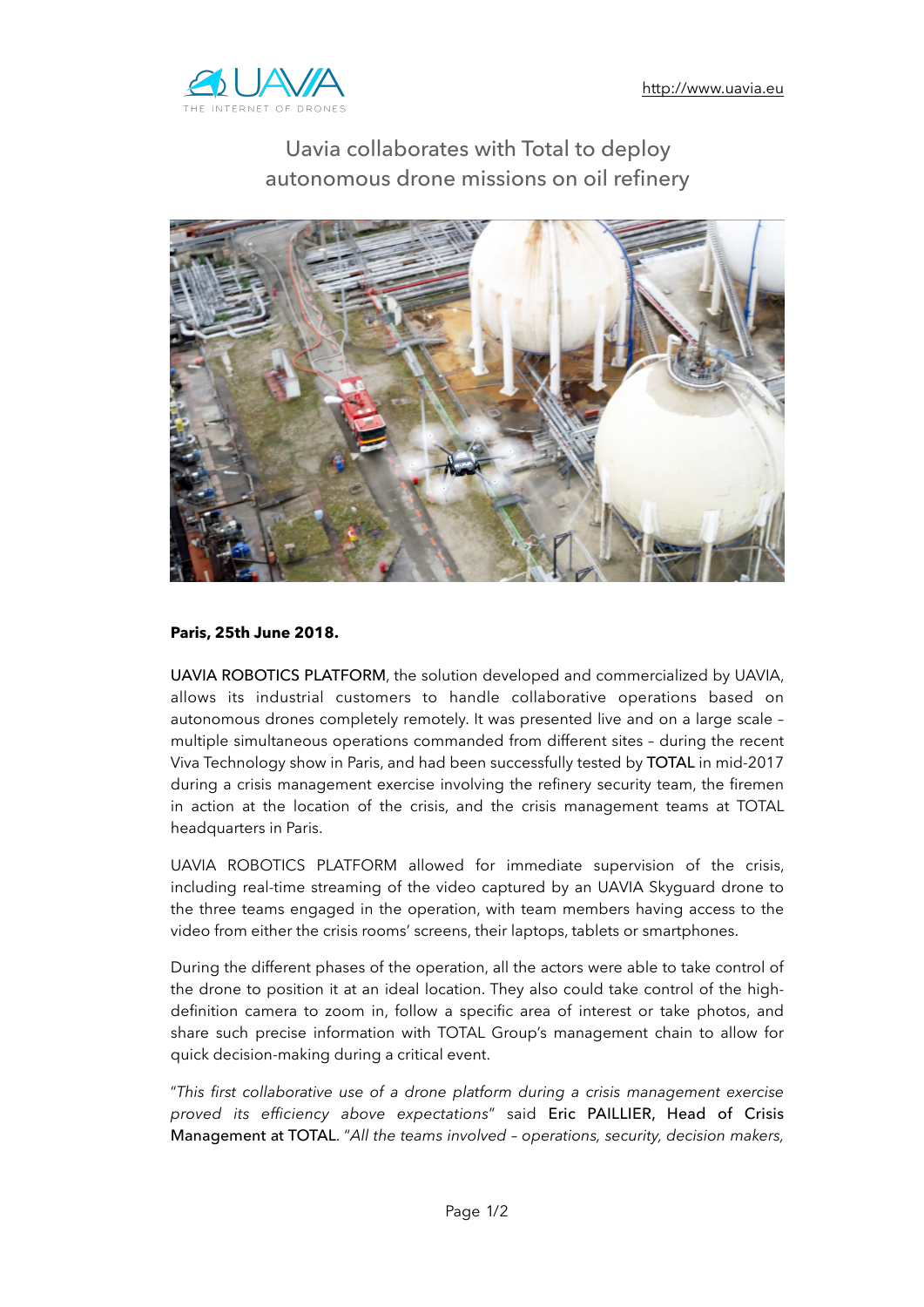http://www.uavia.eu

# Uavia collaborates with Total to deploy autonomous drone missions on oil refinery

**Paris, 25th June 2018.**

UAVIA ROBOTICS PLATFORM, the solution developed and commercialized by UAVIA, allows its industrial customers to handle collaborative operations based on autonomous drones completely remotely. It was presented live and on a large scale – multiple simultaneous operations commanded from different sites – during the recent Viva Technology show in Paris, and had been successfully tested by TOTAL in mid-2017 during a crisis management exercise involving the refinery security team, the firemen in action at the location of the crisis, and the crisis management teams at TOTAL headquarters in Paris.

UAVIA ROBOTICS PLATFORM allowed for immediate supervision of the crisis, including real-time streaming of the video captured by an UAVIA Skyguard drone to the three teams engaged in the operation, with team members having access to the video from either the crisis rooms' screens, their laptops, tablets or smartphones.

During the different phases of the operation, all the actors were able to take control of the drone to position it at an ideal location. They also could take control of the high-definition camera to zoom in, follow a specific area of interest or take photos, and share such precise information with TOTAL Group's management chain to allow for quick decision-making during a critical event.

"*This first collaborative use of a drone platform during a crisis management exercise proved its efficiency above expectations*" said Eric PAILLIER, Head of Crisis Management at TOTAL. "*All the teams involved – operations, security, decision makers,*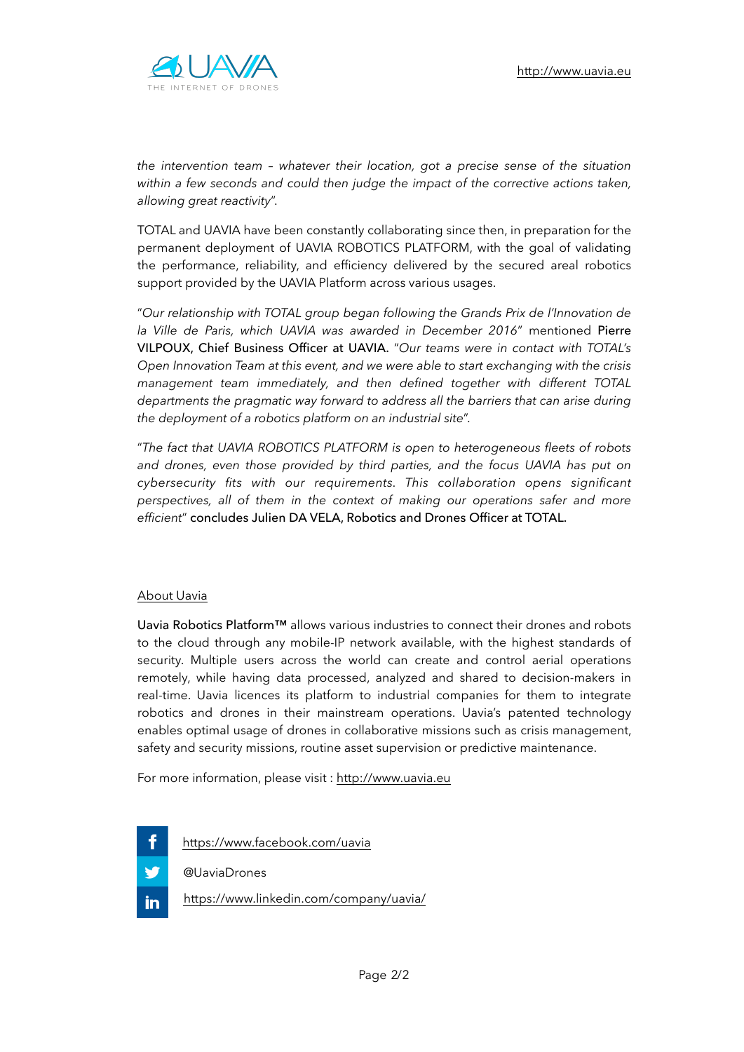*the intervention team – whatever their location, got a precise sense of the situation within a few seconds and could then judge the impact of the corrective actions taken, allowing great reactivity".*

TOTAL and UAVIA have been constantly collaborating since then, in preparation for the permanent deployment of UAVIA ROBOTICS PLATFORM, with the goal of validating the performance, reliability, and efficiency delivered by the secured areal robotics support provided by the UAVIA Platform across various usages.

"*Our relationship with TOTAL group began following the Grands Prix de l'Innovation de la Ville de Paris, which UAVIA was awarded in December 2016*" mentioned Pierre VILPOUX, Chief Business Officer at UAVIA. "*Our teams were in contact with TOTAL's Open Innovation Team at this event, and we were able to start exchanging with the crisis management team immediately, and then defined together with different TOTAL departments the pragmatic way forward to address all the barriers that can arise during the deployment of a robotics platform on an industrial site*".

"*The fact that UAVIA ROBOTICS PLATFORM is open to heterogeneous fleets of robots and drones, even those provided by third parties, and the focus UAVIA has put on cybersecurity fits with our requirements. This collaboration opens significant perspectives, all of them in the context of making our operations safer and more efficient*" concludes Julien DA VELA, Robotics and Drones Officer at TOTAL.

## About Uavia

Uavia Robotics Platform™ allows various industries to connect their drones and robots to the cloud through any mobile-IP network available, with the highest standards of security. Multiple users across the world can create and control aerial operations remotely, while having data processed, analyzed and shared to decision-makers in real-time. Uavia licences its platform to industrial companies for them to integrate robotics and drones in their mainstream operations. Uavia's patented technology enables optimal usage of drones in collaborative missions such as crisis management, safety and security missions, routine asset supervision or predictive maintenance.

For more information, please visit : http://www.uavia.eu

https://www.facebook.com/uavia

@UaviaDrones

https://www.linkedin.com/company/uavia/